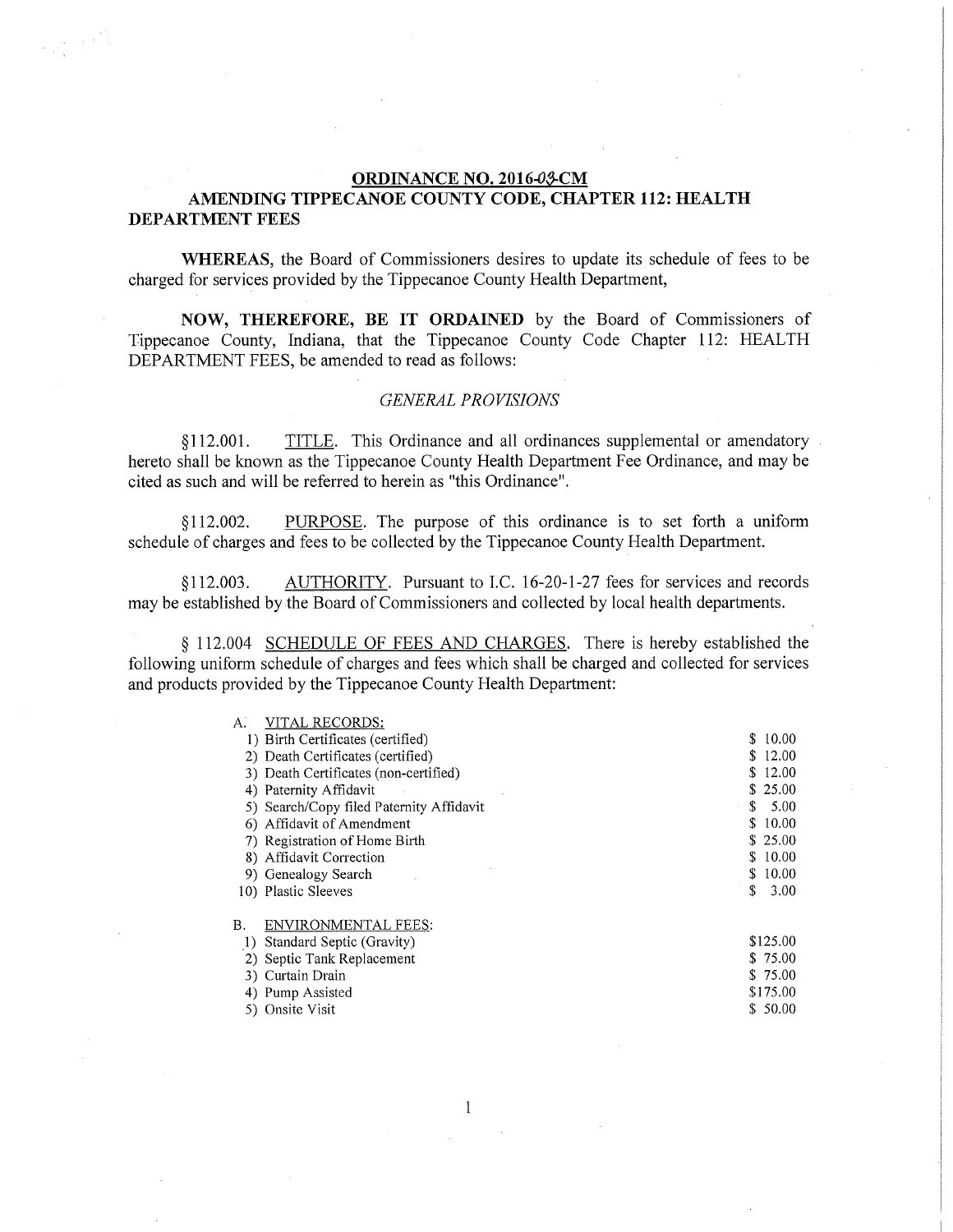# ORDINANCE NO. 2016-03-CM

## AMENDING TIPPECANOE COUNTY CODE, CHAPTER 112: HEALTH DEPARTMENT FEES

**WHEREAS**, the Board of Commissioners desires to update its schedule of fees to be charged for services provided by the Tippecanoe County Health Department,

**NOW, THEREFORE, BE IT ORDAINED** by the Board of Commissioners of Tippecanoe County, Indiana, that the Tippecanoe County Code Chapter 112: HEALTH DEPARTMENT FEES, be amended to read as follows:

*GENERAL PROVISIONS*

§112.001. TITLE. This Ordinance and all ordinances supplemental or amendatory hereto shall be known as the Tippecanoe County Health Department Fee Ordinance, and may be cited as such and will be referred to herein as "this Ordinance".

§112.002. PURPOSE. The purpose of this ordinance is to set forth a uniform schedule of charges and fees to be collected by the Tippecanoe County Health Department.

§112.003. AUTHORITY. Pursuant to I.C. 16-20-1-27 fees for services and records may be established by the Board of Commissioners and collected by local health departments.

§ 112.004 SCHEDULE OF FEES AND CHARGES. There is hereby established the following uniform schedule of charges and fees which shall be charged and collected for services and products provided by the Tippecanoe County Health Department:

| | |
|---|---|
| A. VITAL RECORDS: | |
| 1) Birth Certificates (certified) | $ 10.00 |
| 2) Death Certificates (certified) | $ 12.00 |
| 3) Death Certificates (non-certified) | $ 12.00 |
| 4) Paternity Affidavit | $ 25.00 |
| 5) Search/Copy filed Paternity Affidavit | $ 5.00 |
| 6) Affidavit of Amendment | $ 10.00 |
| 7) Registration of Home Birth | $ 25.00 |
| 8) Affidavit Correction | $ 10.00 |
| 9) Genealogy Search | $ 10.00 |
| 10) Plastic Sleeves | $ 3.00 |
| B. ENVIRONMENTAL FEES: | |
| 1) Standard Septic (Gravity) | $125.00 |
| 2) Septic Tank Replacement | $ 75.00 |
| 3) Curtain Drain | $ 75.00 |
| 4) Pump Assisted | $175.00 |
| 5) Onsite Visit | $ 50.00 |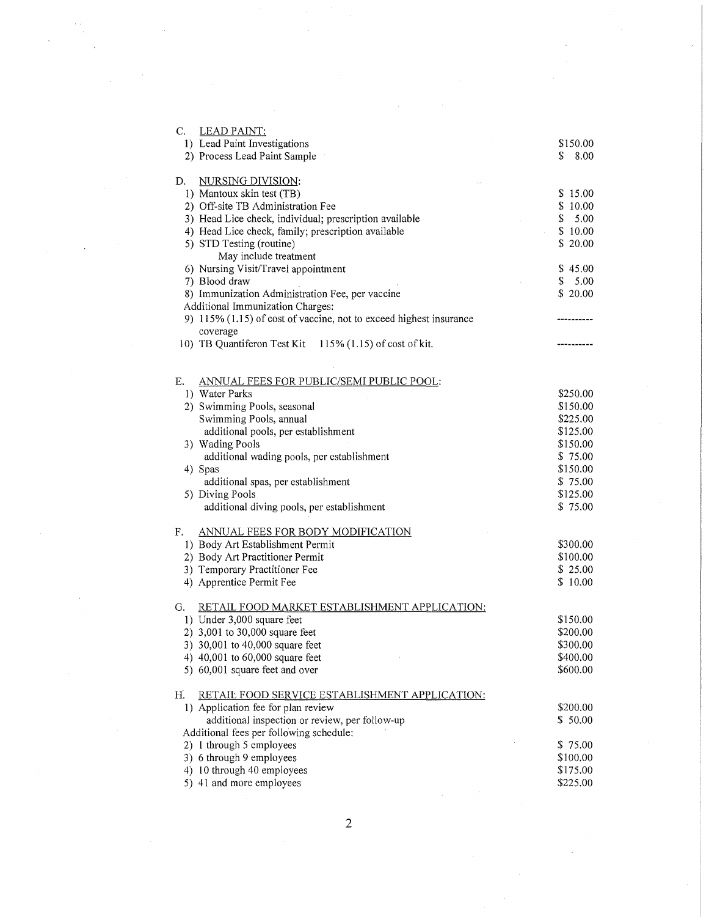C. LEAD PAINT:

| | |
|---|---|
| 1) Lead Paint Investigations | $150.00 |
| 2) Process Lead Paint Sample | $ 8.00 |

D. NURSING DIVISION:

| | |
|---|---|
| 1) Mantoux skin test (TB) | $ 15.00 |
| 2) Off-site TB Administration Fee | $ 10.00 |
| 3) Head Lice check, individual; prescription available | $ 5.00 |
| 4) Head Lice check, family; prescription available | $ 10.00 |
| 5) STD Testing (routine) May include treatment | $ 20.00 |
| 6) Nursing Visit/Travel appointment | $ 45.00 |
| 7) Blood draw | $ 5.00 |
| 8) Immunization Administration Fee, per vaccine | $ 20.00 |
| Additional Immunization Charges: | |
| 9) 115% (1.15) of cost of vaccine, not to exceed highest insurance coverage | ---------- |
| 10) TB Quantiferon Test Kit 115% (1.15) of cost of kit. | ---------- |

E. ANNUAL FEES FOR PUBLIC/SEMI PUBLIC POOL:

| | |
|---|---|
| 1) Water Parks | $250.00 |
| 2) Swimming Pools, seasonal | $150.00 |
| Swimming Pools, annual | $225.00 |
| additional pools, per establishment | $125.00 |
| 3) Wading Pools | $150.00 |
| additional wading pools, per establishment | $ 75.00 |
| 4) Spas | $150.00 |
| additional spas, per establishment | $ 75.00 |
| 5) Diving Pools | $125.00 |
| additional diving pools, per establishment | $ 75.00 |

F. ANNUAL FEES FOR BODY MODIFICATION

| | |
|---|---|
| 1) Body Art Establishment Permit | $300.00 |
| 2) Body Art Practitioner Permit | $100.00 |
| 3) Temporary Practitioner Fee | $ 25.00 |
| 4) Apprentice Permit Fee | $ 10.00 |

G. RETAIL FOOD MARKET ESTABLISHMENT APPLICATION:

| | |
|---|---|
| 1) Under 3,000 square feet | $150.00 |
| 2) 3,001 to 30,000 square feet | $200.00 |
| 3) 30,001 to 40,000 square feet | $300.00 |
| 4) 40,001 to 60,000 square feet | $400.00 |
| 5) 60,001 square feet and over | $600.00 |

H. RETAIL FOOD SERVICE ESTABLISHMENT APPLICATION:

| | |
|---|---|
| 1) Application fee for plan review | $200.00 |
| additional inspection or review, per follow-up | $ 50.00 |
| Additional fees per following schedule: | |
| 2) 1 through 5 employees | $ 75.00 |
| 3) 6 through 9 employees | $100.00 |
| 4) 10 through 40 employees | $175.00 |
| 5) 41 and more employees | $225.00 |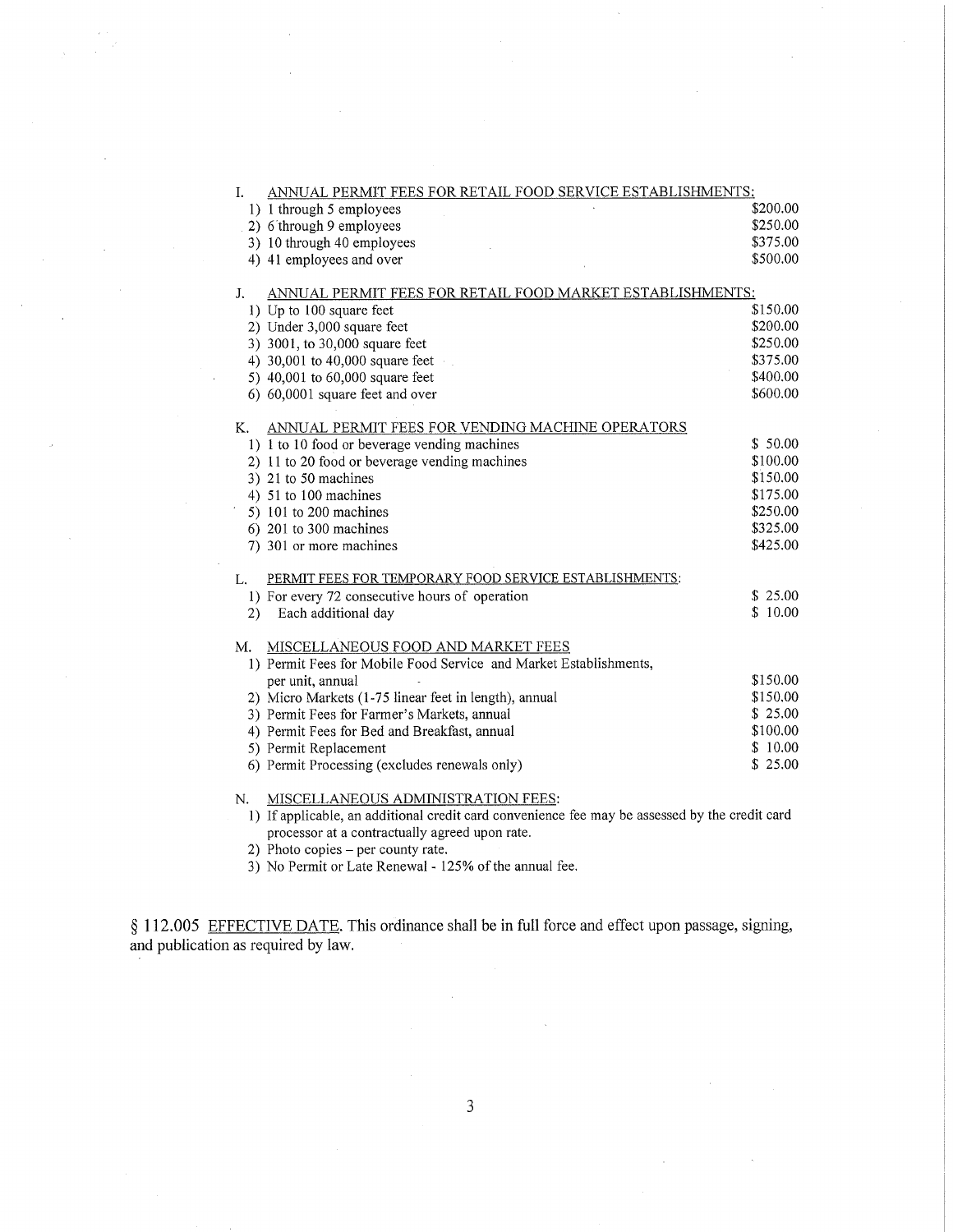I. <u>ANNUAL PERMIT FEES FOR RETAIL FOOD SERVICE ESTABLISHMENTS:</u>

| | |
|---|---|
| 1) 1 through 5 employees | $200.00 |
| 2) 6 through 9 employees | $250.00 |
| 3) 10 through 40 employees | $375.00 |
| 4) 41 employees and over | $500.00 |

J. <u>ANNUAL PERMIT FEES FOR RETAIL FOOD MARKET ESTABLISHMENTS:</u>

| | |
|---|---|
| 1) Up to 100 square feet | $150.00 |
| 2) Under 3,000 square feet | $200.00 |
| 3) 3001, to 30,000 square feet | $250.00 |
| 4) 30,001 to 40,000 square feet | $375.00 |
| 5) 40,001 to 60,000 square feet | $400.00 |
| 6) 60,0001 square feet and over | $600.00 |

K. <u>ANNUAL PERMIT FEES FOR VENDING MACHINE OPERATORS</u>

| | |
|---|---|
| 1) 1 to 10 food or beverage vending machines | $ 50.00 |
| 2) 11 to 20 food or beverage vending machines | $100.00 |
| 3) 21 to 50 machines | $150.00 |
| 4) 51 to 100 machines | $175.00 |
| 5) 101 to 200 machines | $250.00 |
| 6) 201 to 300 machines | $325.00 |
| 7) 301 or more machines | $425.00 |

L. <u>PERMIT FEES FOR TEMPORARY FOOD SERVICE ESTABLISHMENTS:</u>

| | |
|---|---|
| 1) For every 72 consecutive hours of operation | $ 25.00 |
| 2) Each additional day | $ 10.00 |

M. <u>MISCELLANEOUS FOOD AND MARKET FEES</u>

| | |
|---|---|
| 1) Permit Fees for Mobile Food Service and Market Establishments, per unit, annual | $150.00 |
| 2) Micro Markets (1-75 linear feet in length), annual | $150.00 |
| 3) Permit Fees for Farmer's Markets, annual | $ 25.00 |
| 4) Permit Fees for Bed and Breakfast, annual | $100.00 |
| 5) Permit Replacement | $ 10.00 |
| 6) Permit Processing (excludes renewals only) | $ 25.00 |

N. <u>MISCELLANEOUS ADMINISTRATION FEES:</u>

1) If applicable, an additional credit card convenience fee may be assessed by the credit card processor at a contractually agreed upon rate.
2) Photo copies – per county rate.
3) No Permit or Late Renewal - 125% of the annual fee.

§ 112.005 <u>EFFECTIVE DATE</u>. This ordinance shall be in full force and effect upon passage, signing, and publication as required by law.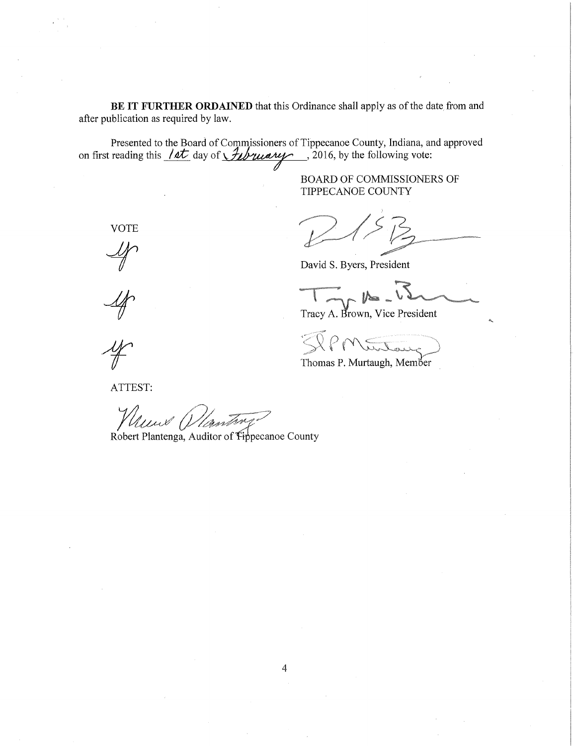**BE IT FURTHER ORDAINED** that this Ordinance shall apply as of the date from and after publication as required by law.

Presented to the Board of Commissioners of Tippecanoe County, Indiana, and approved on first reading this 1st day of February, 2016, by the following vote:

BOARD OF COMMISSIONERS OF TIPPECANOE COUNTY

| VOTE | |
|---|---|
| yes | David S. Byers, President |
| yes | Tracy A. Brown, Vice President |
| yes | Thomas P. Murtaugh, Member |

ATTEST:

Robert Plantenga, Auditor of Tippecanoe County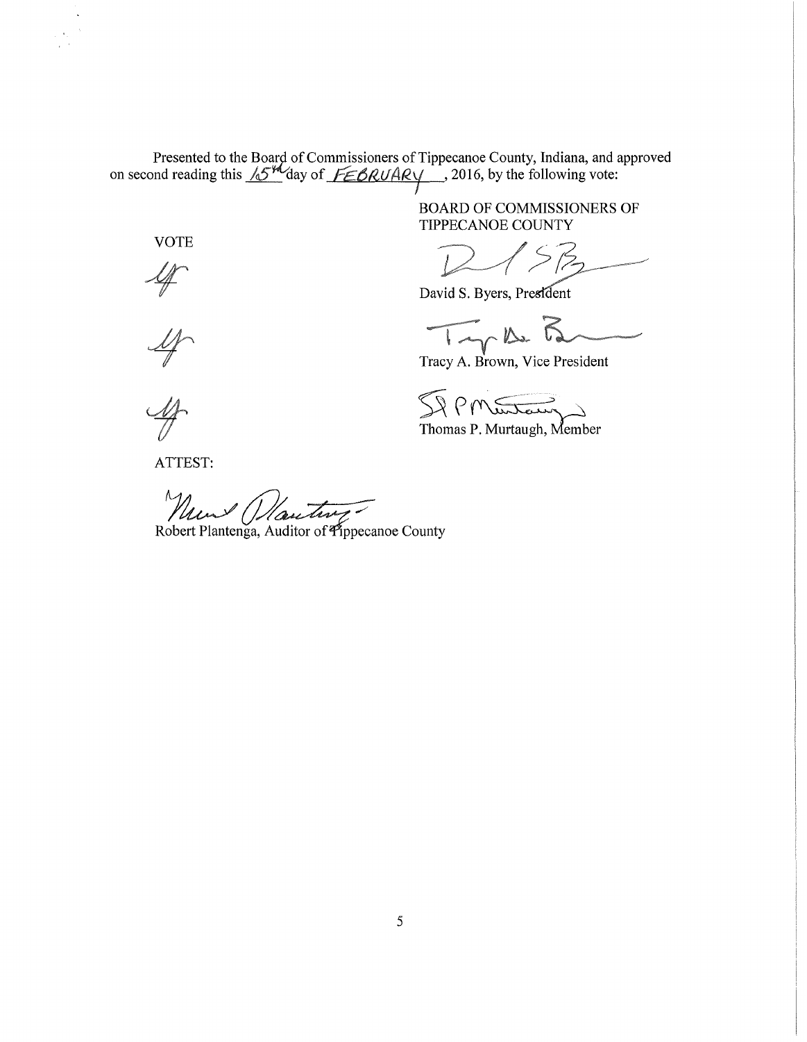Presented to the Board of Commissioners of Tippecanoe County, Indiana, and approved on second reading this 15th day of FEBRUARY, 2016, by the following vote:

BOARD OF COMMISSIONERS OF TIPPECANOE COUNTY

| VOTE | |
|---|---|
| Aye | David S. Byers, President |
| Aye | Tracy A. Brown, Vice President |
| Aye | Thomas P. Murtaugh, Member |

ATTEST:

Robert Plantenga, Auditor of Tippecanoe County